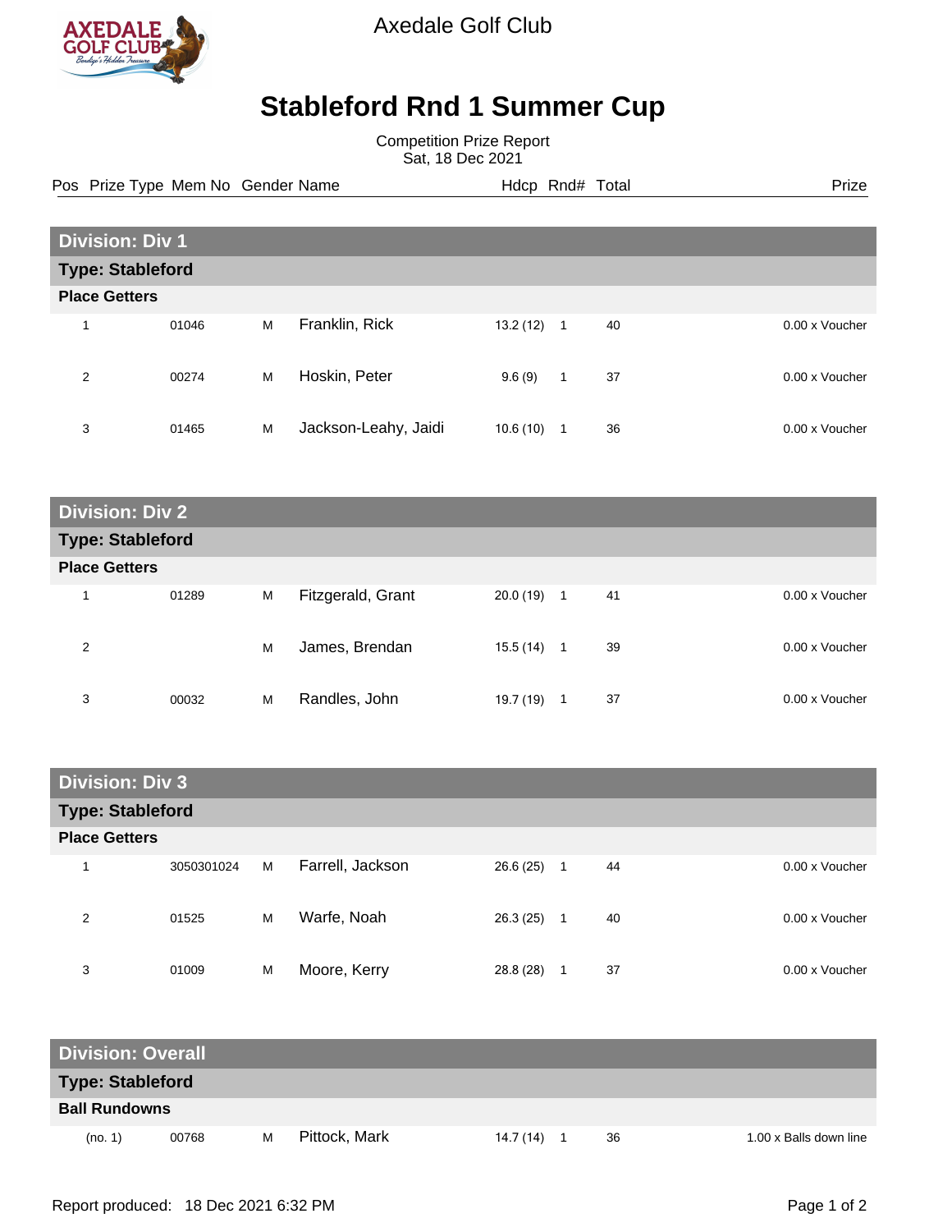# Axedale Golf Club

## Stableford Rnd 1 Summer Cup

Competition Prize Report
Sat, 18 Dec 2021

| Pos | Prize Type | Mem No | Gender | Name | Hdcp | Rnd# | Total | Prize |
|---|---|---|---|---|---|---|---|---|
| **Division: Div 1** | | | | | | | | |
| **Type: Stableford** | | | | | | | | |
| **Place Getters** | | | | | | | | |
| 1 | | 01046 | M | Franklin, Rick | 13.2 (12) | 1 | 40 | 0.00 x Voucher |
| 2 | | 00274 | M | Hoskin, Peter | 9.6 (9) | 1 | 37 | 0.00 x Voucher |
| 3 | | 01465 | M | Jackson-Leahy, Jaidi | 10.6 (10) | 1 | 36 | 0.00 x Voucher |
| **Division: Div 2** | | | | | | | | |
| **Type: Stableford** | | | | | | | | |
| **Place Getters** | | | | | | | | |
| 1 | | 01289 | M | Fitzgerald, Grant | 20.0 (19) | 1 | 41 | 0.00 x Voucher |
| 2 | | | M | James, Brendan | 15.5 (14) | 1 | 39 | 0.00 x Voucher |
| 3 | | 00032 | M | Randles, John | 19.7 (19) | 1 | 37 | 0.00 x Voucher |
| **Division: Div 3** | | | | | | | | |
| **Type: Stableford** | | | | | | | | |
| **Place Getters** | | | | | | | | |
| 1 | | 3050301024 | M | Farrell, Jackson | 26.6 (25) | 1 | 44 | 0.00 x Voucher |
| 2 | | 01525 | M | Warfe, Noah | 26.3 (25) | 1 | 40 | 0.00 x Voucher |
| 3 | | 01009 | M | Moore, Kerry | 28.8 (28) | 1 | 37 | 0.00 x Voucher |
| **Division: Overall** | | | | | | | | |
| **Type: Stableford** | | | | | | | | |
| **Ball Rundowns** | | | | | | | | |
| | (no. 1) | 00768 | M | Pittock, Mark | 14.7 (14) | 1 | 36 | 1.00 x Balls down line |

Report produced: 18 Dec 2021 6:32 PM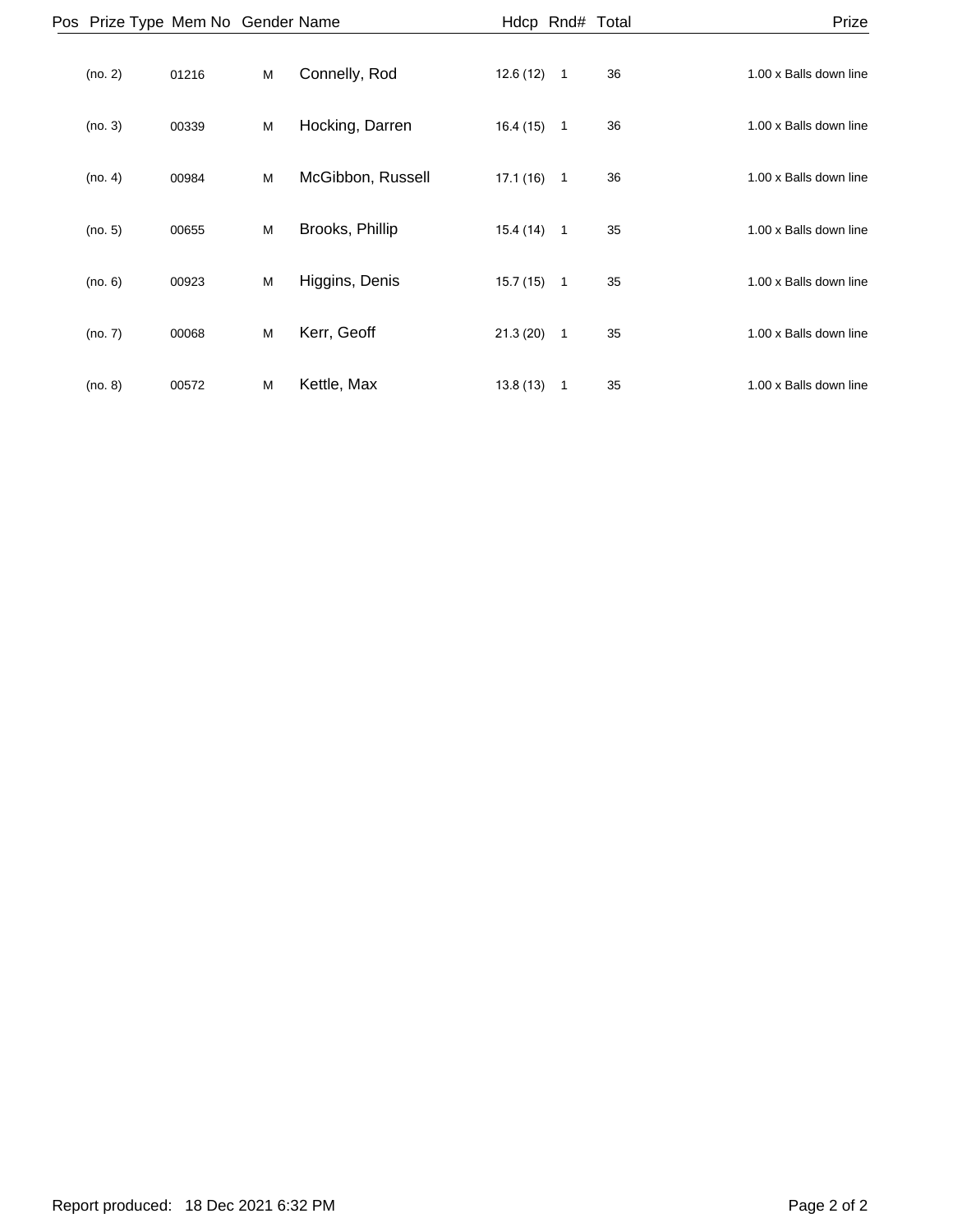| Pos | Prize Type | Mem No | Gender | Name | Hdcp | Rnd# | Total | Prize |
|---|---|---|---|---|---|---|---|---|
| | (no. 2) | 01216 | M | Connelly, Rod | 12.6 (12) | 1 | 36 | 1.00 x Balls down line |
| | (no. 3) | 00339 | M | Hocking, Darren | 16.4 (15) | 1 | 36 | 1.00 x Balls down line |
| | (no. 4) | 00984 | M | McGibbon, Russell | 17.1 (16) | 1 | 36 | 1.00 x Balls down line |
| | (no. 5) | 00655 | M | Brooks, Phillip | 15.4 (14) | 1 | 35 | 1.00 x Balls down line |
| | (no. 6) | 00923 | M | Higgins, Denis | 15.7 (15) | 1 | 35 | 1.00 x Balls down line |
| | (no. 7) | 00068 | M | Kerr, Geoff | 21.3 (20) | 1 | 35 | 1.00 x Balls down line |
| | (no. 8) | 00572 | M | Kettle, Max | 13.8 (13) | 1 | 35 | 1.00 x Balls down line |

Report produced: 18 Dec 2021 6:32 PM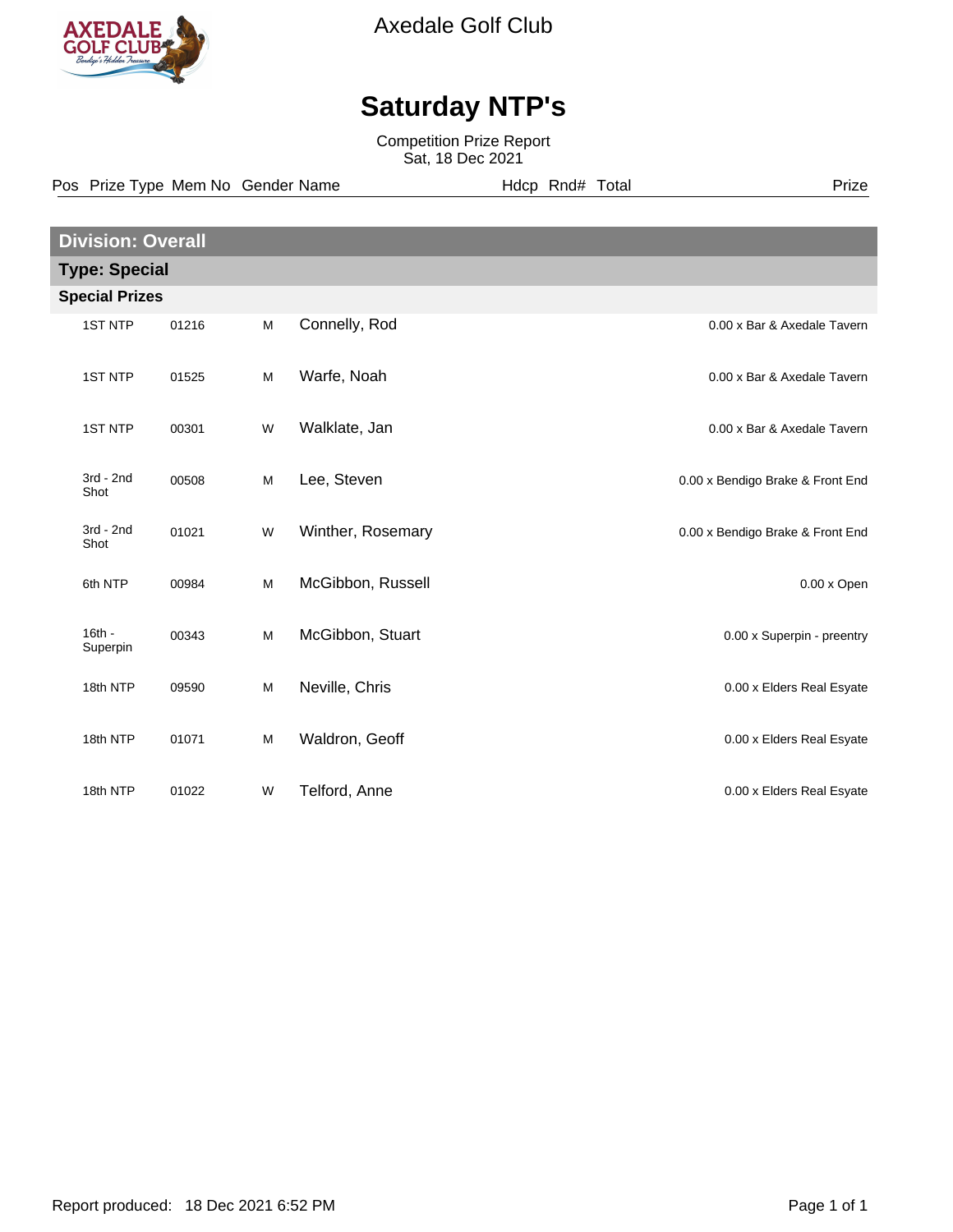Axedale Golf Club

# Saturday NTP's

Competition Prize Report
Sat, 18 Dec 2021

## Division: Overall

### Type: Special

#### Special Prizes

| Pos | Prize Type | Mem No | Gender | Name | Hdcp | Rnd# | Total | Prize |
|---|---|---|---|---|---|---|---|---|
| | 1ST NTP | 01216 | M | Connelly, Rod | | | | 0.00 x Bar & Axedale Tavern |
| | 1ST NTP | 01525 | M | Warfe, Noah | | | | 0.00 x Bar & Axedale Tavern |
| | 1ST NTP | 00301 | W | Walklate, Jan | | | | 0.00 x Bar & Axedale Tavern |
| | 3rd - 2nd Shot | 00508 | M | Lee, Steven | | | | 0.00 x Bendigo Brake & Front End |
| | 3rd - 2nd Shot | 01021 | W | Winther, Rosemary | | | | 0.00 x Bendigo Brake & Front End |
| | 6th NTP | 00984 | M | McGibbon, Russell | | | | 0.00 x Open |
| | 16th - Superpin | 00343 | M | McGibbon, Stuart | | | | 0.00 x Superpin - preentry |
| | 18th NTP | 09590 | M | Neville, Chris | | | | 0.00 x Elders Real Esyate |
| | 18th NTP | 01071 | M | Waldron, Geoff | | | | 0.00 x Elders Real Esyate |
| | 18th NTP | 01022 | W | Telford, Anne | | | | 0.00 x Elders Real Esyate |

Report produced: 18 Dec 2021 6:52 PM